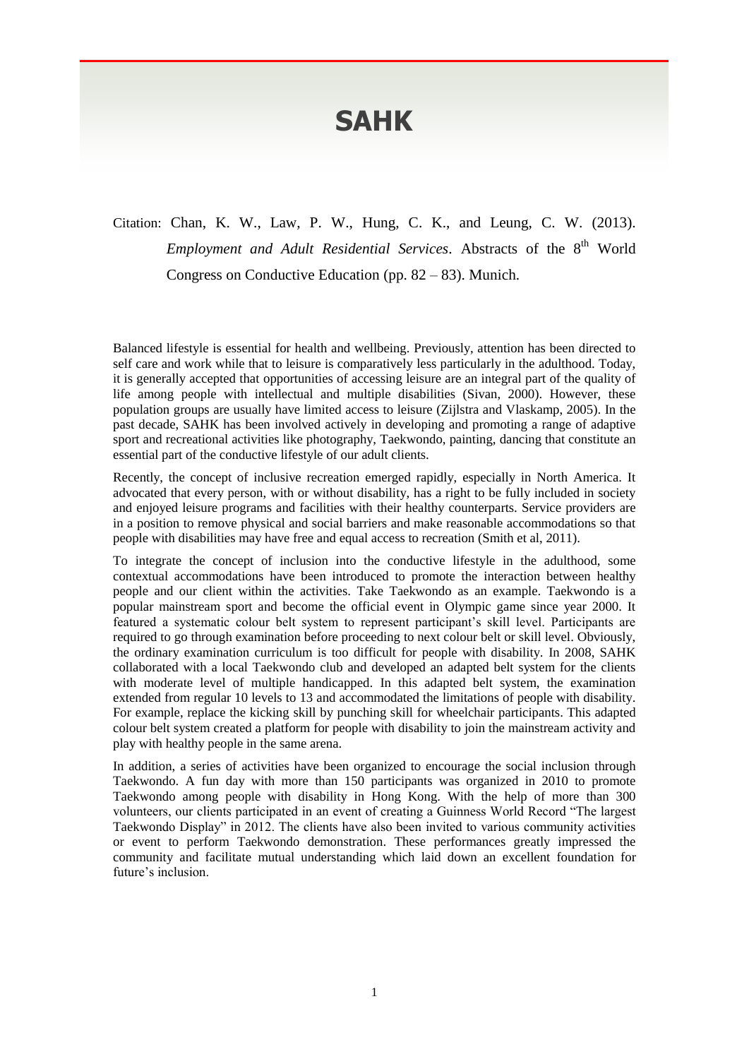# SAHK

Citation: Chan, K. W., Law, P. W., Hung, C. K., and Leung, C. W. (2013). *Employment and Adult Residential Services*. Abstracts of the 8th World Congress on Conductive Education (pp. 82 – 83). Munich.

Balanced lifestyle is essential for health and wellbeing. Previously, attention has been directed to self care and work while that to leisure is comparatively less particularly in the adulthood. Today, it is generally accepted that opportunities of accessing leisure are an integral part of the quality of life among people with intellectual and multiple disabilities (Sivan, 2000). However, these population groups are usually have limited access to leisure (Zijlstra and Vlaskamp, 2005). In the past decade, SAHK has been involved actively in developing and promoting a range of adaptive sport and recreational activities like photography, Taekwondo, painting, dancing that constitute an essential part of the conductive lifestyle of our adult clients.

Recently, the concept of inclusive recreation emerged rapidly, especially in North America. It advocated that every person, with or without disability, has a right to be fully included in society and enjoyed leisure programs and facilities with their healthy counterparts. Service providers are in a position to remove physical and social barriers and make reasonable accommodations so that people with disabilities may have free and equal access to recreation (Smith et al, 2011).

To integrate the concept of inclusion into the conductive lifestyle in the adulthood, some contextual accommodations have been introduced to promote the interaction between healthy people and our client within the activities. Take Taekwondo as an example. Taekwondo is a popular mainstream sport and become the official event in Olympic game since year 2000. It featured a systematic colour belt system to represent participant's skill level. Participants are required to go through examination before proceeding to next colour belt or skill level. Obviously, the ordinary examination curriculum is too difficult for people with disability. In 2008, SAHK collaborated with a local Taekwondo club and developed an adapted belt system for the clients with moderate level of multiple handicapped. In this adapted belt system, the examination extended from regular 10 levels to 13 and accommodated the limitations of people with disability. For example, replace the kicking skill by punching skill for wheelchair participants. This adapted colour belt system created a platform for people with disability to join the mainstream activity and play with healthy people in the same arena.

In addition, a series of activities have been organized to encourage the social inclusion through Taekwondo. A fun day with more than 150 participants was organized in 2010 to promote Taekwondo among people with disability in Hong Kong. With the help of more than 300 volunteers, our clients participated in an event of creating a Guinness World Record "The largest Taekwondo Display" in 2012. The clients have also been invited to various community activities or event to perform Taekwondo demonstration. These performances greatly impressed the community and facilitate mutual understanding which laid down an excellent foundation for future's inclusion.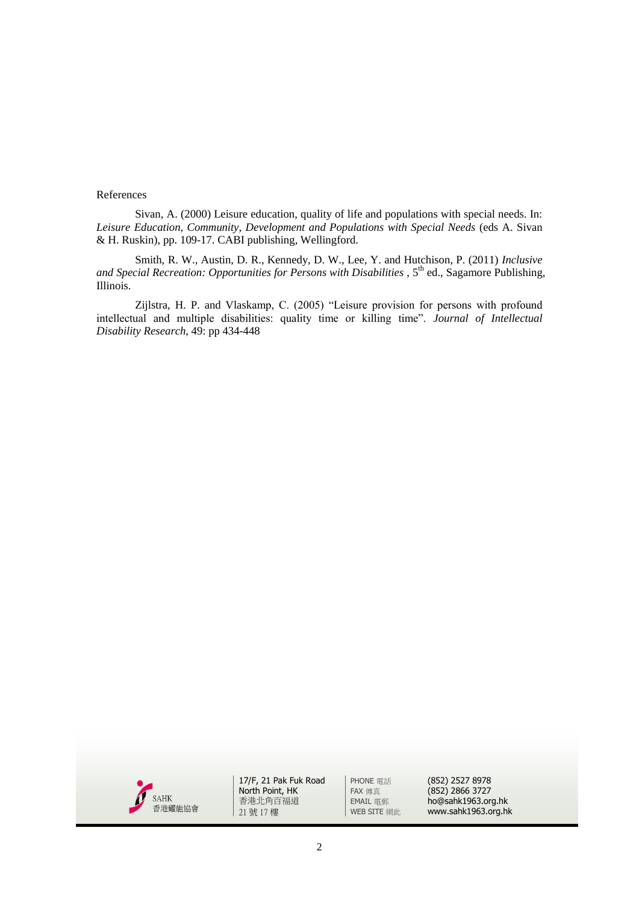References

Sivan, A. (2000) Leisure education, quality of life and populations with special needs. In: *Leisure Education, Community, Development and Populations with Special Needs* (eds A. Sivan & H. Ruskin), pp. 109-17. CABI publishing, Wellingford.

Smith, R. W., Austin, D. R., Kennedy, D. W., Lee, Y. and Hutchison, P. (2011) *Inclusive and Special Recreation: Opportunities for Persons with Disabilities* , 5th ed., Sagamore Publishing, Illinois.

Zijlstra, H. P. and Vlaskamp, C. (2005) "Leisure provision for persons with profound intellectual and multiple disabilities: quality time or killing time". *Journal of Intellectual Disability Research*, 49: pp 434-448